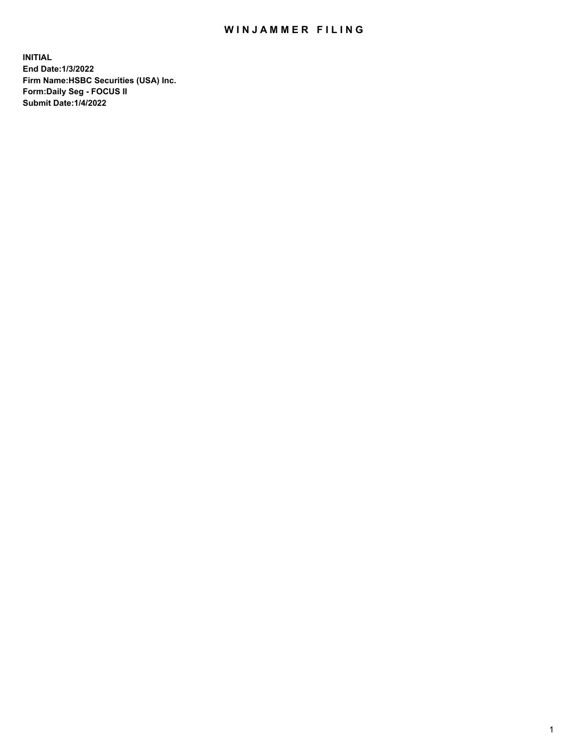# WINJAMMER FILING

**INITIAL**
**End Date:1/3/2022**
**Firm Name:HSBC Securities (USA) Inc.**
**Form:Daily Seg - FOCUS II**
**Submit Date:1/4/2022**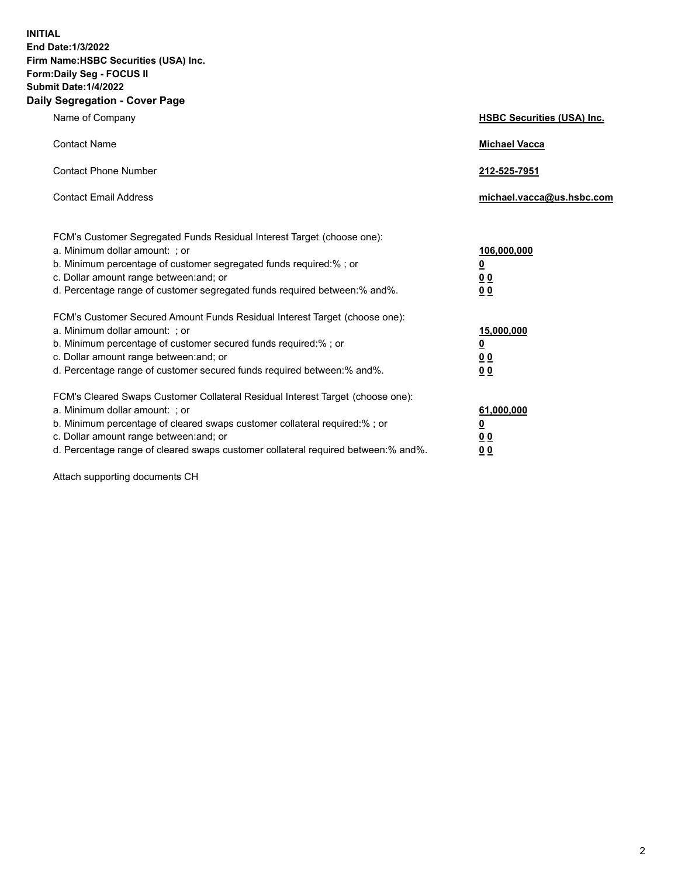**INITIAL**
**End Date:1/3/2022**
**Firm Name:HSBC Securities (USA) Inc.**
**Form:Daily Seg - FOCUS II**
**Submit Date:1/4/2022**

## Daily Segregation - Cover Page

| | |
|---|---|
| Name of Company | **HSBC Securities (USA) Inc.** |
| Contact Name | **Michael Vacca** |
| Contact Phone Number | **212-525-7951** |
| Contact Email Address | **michael.vacca@us.hsbc.com** |

| | |
|---|---|
| FCM's Customer Segregated Funds Residual Interest Target (choose one): | |
| a. Minimum dollar amount: ; or | **106,000,000** |
| b. Minimum percentage of customer segregated funds required:% ; or | **0** |
| c. Dollar amount range between:and; or | **0 0** |
| d. Percentage range of customer segregated funds required between:% and%. | **0 0** |
| FCM's Customer Secured Amount Funds Residual Interest Target (choose one): | |
| a. Minimum dollar amount: ; or | **15,000,000** |
| b. Minimum percentage of customer secured funds required:% ; or | **0** |
| c. Dollar amount range between:and; or | **0 0** |
| d. Percentage range of customer secured funds required between:% and%. | **0 0** |
| FCM's Cleared Swaps Customer Collateral Residual Interest Target (choose one): | |
| a. Minimum dollar amount: ; or | **61,000,000** |
| b. Minimum percentage of cleared swaps customer collateral required:% ; or | **0** |
| c. Dollar amount range between:and; or | **0 0** |
| d. Percentage range of cleared swaps customer collateral required between:% and%. | **0 0** |

Attach supporting documents CH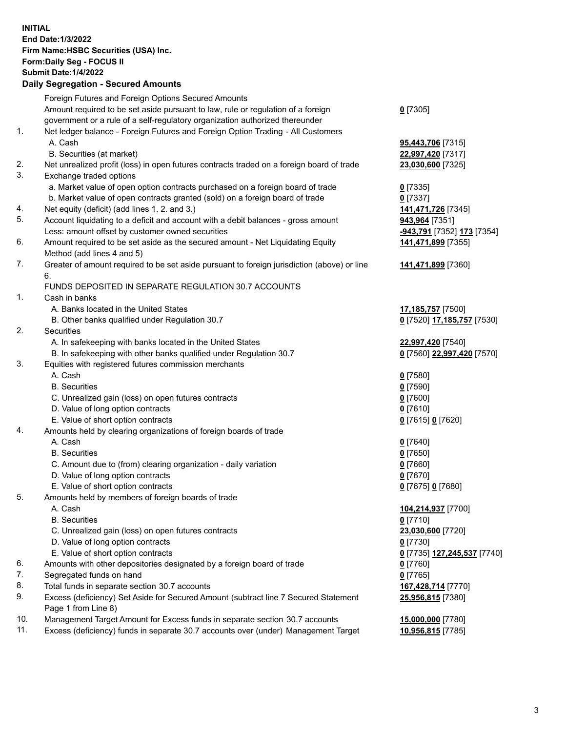**INITIAL**
**End Date:1/3/2022**
**Firm Name:HSBC Securities (USA) Inc.**
**Form:Daily Seg - FOCUS II**
**Submit Date:1/4/2022**

### Daily Segregation - Secured Amounts

| | | |
|---|---|---|
| | Foreign Futures and Foreign Options Secured Amounts | |
| | Amount required to be set aside pursuant to law, rule or regulation of a foreign government or a rule of a self-regulatory organization authorized thereunder | **0** [7305] |
| 1. | Net ledger balance - Foreign Futures and Foreign Option Trading - All Customers | |
| | A. Cash | **95,443,706** [7315] |
| | B. Securities (at market) | **22,997,420** [7317] |
| 2. | Net unrealized profit (loss) in open futures contracts traded on a foreign board of trade | **23,030,600** [7325] |
| 3. | Exchange traded options | |
| | a. Market value of open option contracts purchased on a foreign board of trade | **0** [7335] |
| | b. Market value of open contracts granted (sold) on a foreign board of trade | **0** [7337] |
| 4. | Net equity (deficit) (add lines 1. 2. and 3.) | **141,471,726** [7345] |
| 5. | Account liquidating to a deficit and account with a debit balances - gross amount | **943,964** [7351] |
| | Less: amount offset by customer owned securities | **-943,791** [7352] **173** [7354] |
| 6. | Amount required to be set aside as the secured amount - Net Liquidating Equity Method (add lines 4 and 5) | **141,471,899** [7355] |
| 7. | Greater of amount required to be set aside pursuant to foreign jurisdiction (above) or line 6. | **141,471,899** [7360] |
| | FUNDS DEPOSITED IN SEPARATE REGULATION 30.7 ACCOUNTS | |
| 1. | Cash in banks | |
| | A. Banks located in the United States | **17,185,757** [7500] |
| | B. Other banks qualified under Regulation 30.7 | **0** [7520] **17,185,757** [7530] |
| 2. | Securities | |
| | A. In safekeeping with banks located in the United States | **22,997,420** [7540] |
| | B. In safekeeping with other banks qualified under Regulation 30.7 | **0** [7560] **22,997,420** [7570] |
| 3. | Equities with registered futures commission merchants | |
| | A. Cash | **0** [7580] |
| | B. Securities | **0** [7590] |
| | C. Unrealized gain (loss) on open futures contracts | **0** [7600] |
| | D. Value of long option contracts | **0** [7610] |
| | E. Value of short option contracts | **0** [7615] **0** [7620] |
| 4. | Amounts held by clearing organizations of foreign boards of trade | |
| | A. Cash | **0** [7640] |
| | B. Securities | **0** [7650] |
| | C. Amount due to (from) clearing organization - daily variation | **0** [7660] |
| | D. Value of long option contracts | **0** [7670] |
| | E. Value of short option contracts | **0** [7675] **0** [7680] |
| 5. | Amounts held by members of foreign boards of trade | |
| | A. Cash | **104,214,937** [7700] |
| | B. Securities | **0** [7710] |
| | C. Unrealized gain (loss) on open futures contracts | **23,030,600** [7720] |
| | D. Value of long option contracts | **0** [7730] |
| | E. Value of short option contracts | **0** [7735] **127,245,537** [7740] |
| 6. | Amounts with other depositories designated by a foreign board of trade | **0** [7760] |
| 7. | Segregated funds on hand | **0** [7765] |
| 8. | Total funds in separate section 30.7 accounts | **167,428,714** [7770] |
| 9. | Excess (deficiency) Set Aside for Secured Amount (subtract line 7 Secured Statement Page 1 from Line 8) | **25,956,815** [7380] |
| 10. | Management Target Amount for Excess funds in separate section 30.7 accounts | **15,000,000** [7780] |
| 11. | Excess (deficiency) funds in separate 30.7 accounts over (under) Management Target | **10,956,815** [7785] |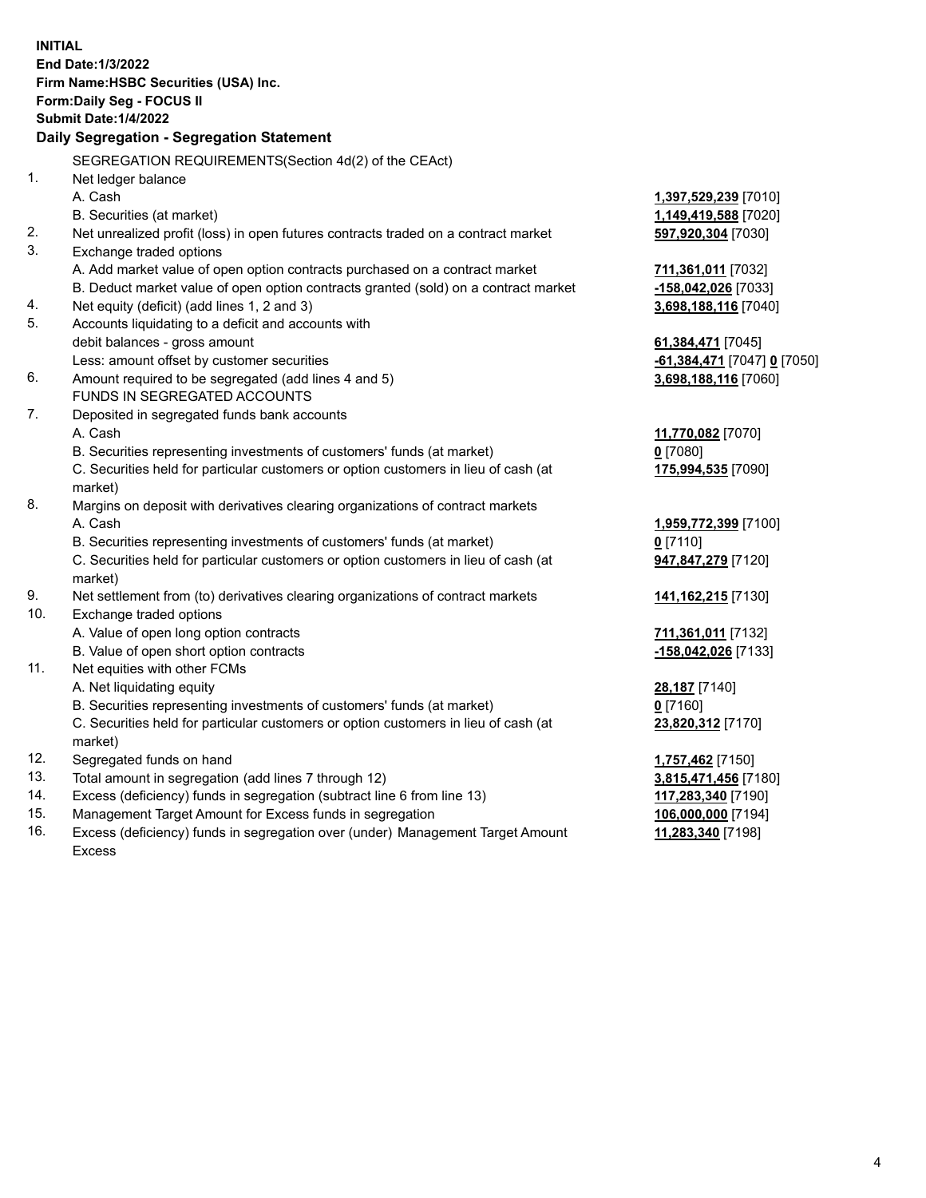**INITIAL**
**End Date:1/3/2022**
**Firm Name:HSBC Securities (USA) Inc.**
**Form:Daily Seg - FOCUS II**
**Submit Date:1/4/2022**

**Daily Segregation - Segregation Statement**

SEGREGATION REQUIREMENTS(Section 4d(2) of the CEAct)

| | | |
|---|---|---|
| 1. | Net ledger balance | |
| | A. Cash | **1,397,529,239** [7010] |
| | B. Securities (at market) | **1,149,419,588** [7020] |
| 2. | Net unrealized profit (loss) in open futures contracts traded on a contract market | **597,920,304** [7030] |
| 3. | Exchange traded options | |
| | A. Add market value of open option contracts purchased on a contract market | **711,361,011** [7032] |
| | B. Deduct market value of open option contracts granted (sold) on a contract market | **-158,042,026** [7033] |
| 4. | Net equity (deficit) (add lines 1, 2 and 3) | **3,698,188,116** [7040] |
| 5. | Accounts liquidating to a deficit and accounts with debit balances - gross amount | **61,384,471** [7045] |
| | Less: amount offset by customer securities | **-61,384,471** [7047] **0** [7050] |
| 6. | Amount required to be segregated (add lines 4 and 5) | **3,698,188,116** [7060] |
| | FUNDS IN SEGREGATED ACCOUNTS | |
| 7. | Deposited in segregated funds bank accounts | |
| | A. Cash | **11,770,082** [7070] |
| | B. Securities representing investments of customers' funds (at market) | **0** [7080] |
| | C. Securities held for particular customers or option customers in lieu of cash (at market) | **175,994,535** [7090] |
| 8. | Margins on deposit with derivatives clearing organizations of contract markets | |
| | A. Cash | **1,959,772,399** [7100] |
| | B. Securities representing investments of customers' funds (at market) | **0** [7110] |
| | C. Securities held for particular customers or option customers in lieu of cash (at market) | **947,847,279** [7120] |
| 9. | Net settlement from (to) derivatives clearing organizations of contract markets | **141,162,215** [7130] |
| 10. | Exchange traded options | |
| | A. Value of open long option contracts | **711,361,011** [7132] |
| | B. Value of open short option contracts | **-158,042,026** [7133] |
| 11. | Net equities with other FCMs | |
| | A. Net liquidating equity | **28,187** [7140] |
| | B. Securities representing investments of customers' funds (at market) | **0** [7160] |
| | C. Securities held for particular customers or option customers in lieu of cash (at market) | **23,820,312** [7170] |
| 12. | Segregated funds on hand | **1,757,462** [7150] |
| 13. | Total amount in segregation (add lines 7 through 12) | **3,815,471,456** [7180] |
| 14. | Excess (deficiency) funds in segregation (subtract line 6 from line 13) | **117,283,340** [7190] |
| 15. | Management Target Amount for Excess funds in segregation | **106,000,000** [7194] |
| 16. | Excess (deficiency) funds in segregation over (under) Management Target Amount Excess | **11,283,340** [7198] |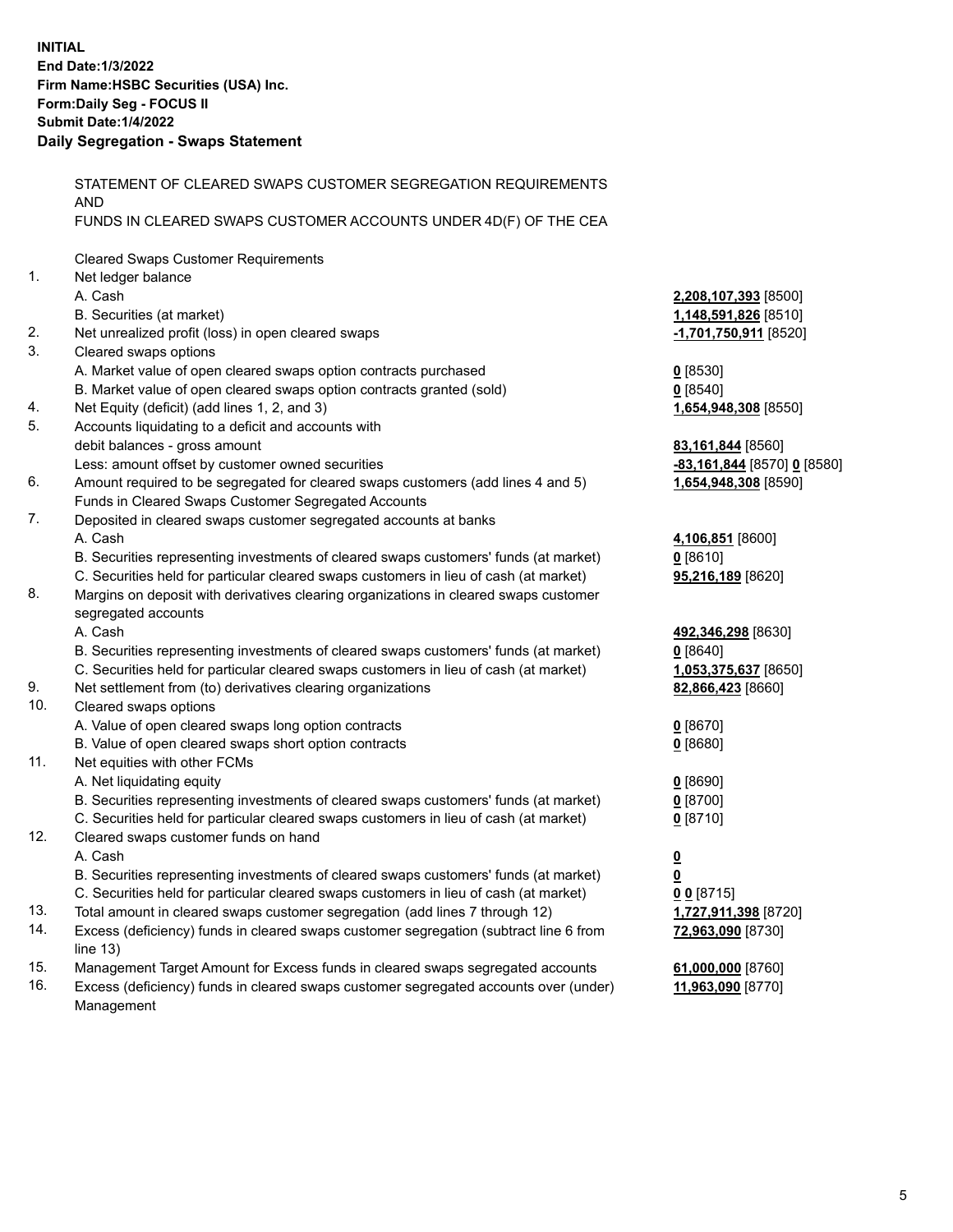**INITIAL**
**End Date:1/3/2022**
**Firm Name:HSBC Securities (USA) Inc.**
**Form:Daily Seg - FOCUS II**
**Submit Date:1/4/2022**
**Daily Segregation - Swaps Statement**

STATEMENT OF CLEARED SWAPS CUSTOMER SEGREGATION REQUIREMENTS AND
FUNDS IN CLEARED SWAPS CUSTOMER ACCOUNTS UNDER 4D(F) OF THE CEA

| | | |
|---|---|---|
| | Cleared Swaps Customer Requirements | |
| 1. | Net ledger balance | |
| | A. Cash | **2,208,107,393** [8500] |
| | B. Securities (at market) | **1,148,591,826** [8510] |
| 2. | Net unrealized profit (loss) in open cleared swaps | **-1,701,750,911** [8520] |
| 3. | Cleared swaps options | |
| | A. Market value of open cleared swaps option contracts purchased | **0** [8530] |
| | B. Market value of open cleared swaps option contracts granted (sold) | **0** [8540] |
| 4. | Net Equity (deficit) (add lines 1, 2, and 3) | **1,654,948,308** [8550] |
| 5. | Accounts liquidating to a deficit and accounts with | |
| | debit balances - gross amount | **83,161,844** [8560] |
| | Less: amount offset by customer owned securities | **-83,161,844** [8570] **0** [8580] |
| 6. | Amount required to be segregated for cleared swaps customers (add lines 4 and 5) | **1,654,948,308** [8590] |
| | Funds in Cleared Swaps Customer Segregated Accounts | |
| 7. | Deposited in cleared swaps customer segregated accounts at banks | |
| | A. Cash | **4,106,851** [8600] |
| | B. Securities representing investments of cleared swaps customers' funds (at market) | **0** [8610] |
| | C. Securities held for particular cleared swaps customers in lieu of cash (at market) | **95,216,189** [8620] |
| 8. | Margins on deposit with derivatives clearing organizations in cleared swaps customer segregated accounts | |
| | A. Cash | **492,346,298** [8630] |
| | B. Securities representing investments of cleared swaps customers' funds (at market) | **0** [8640] |
| | C. Securities held for particular cleared swaps customers in lieu of cash (at market) | **1,053,375,637** [8650] |
| 9. | Net settlement from (to) derivatives clearing organizations | **82,866,423** [8660] |
| 10. | Cleared swaps options | |
| | A. Value of open cleared swaps long option contracts | **0** [8670] |
| | B. Value of open cleared swaps short option contracts | **0** [8680] |
| 11. | Net equities with other FCMs | |
| | A. Net liquidating equity | **0** [8690] |
| | B. Securities representing investments of cleared swaps customers' funds (at market) | **0** [8700] |
| | C. Securities held for particular cleared swaps customers in lieu of cash (at market) | **0** [8710] |
| 12. | Cleared swaps customer funds on hand | |
| | A. Cash | **0** |
| | B. Securities representing investments of cleared swaps customers' funds (at market) | **0** |
| | C. Securities held for particular cleared swaps customers in lieu of cash (at market) | **0** **0** [8715] |
| 13. | Total amount in cleared swaps customer segregation (add lines 7 through 12) | **1,727,911,398** [8720] |
| 14. | Excess (deficiency) funds in cleared swaps customer segregation (subtract line 6 from line 13) | **72,963,090** [8730] |
| 15. | Management Target Amount for Excess funds in cleared swaps segregated accounts | **61,000,000** [8760] |
| 16. | Excess (deficiency) funds in cleared swaps customer segregated accounts over (under) Management | **11,963,090** [8770] |